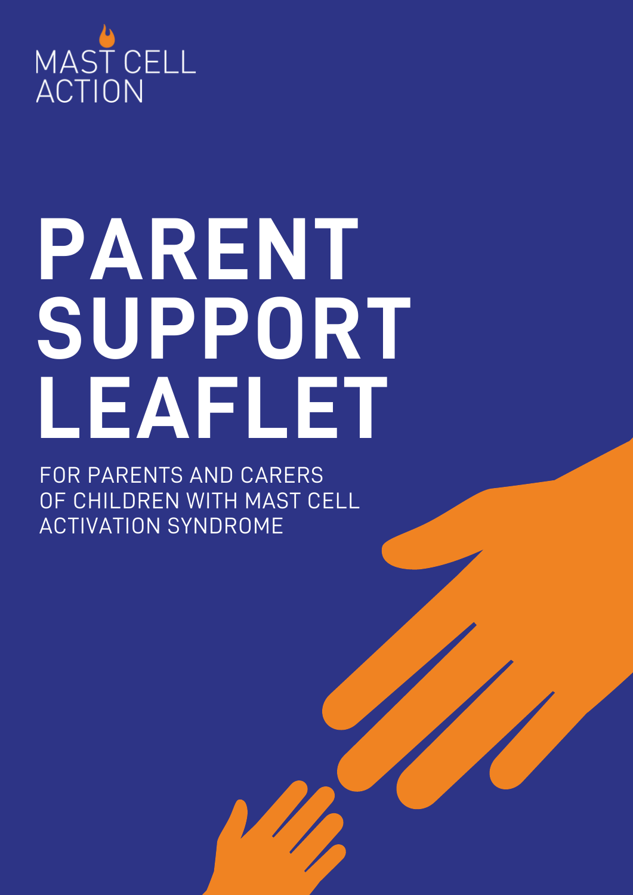MAST CELL ACTION

# PARENT SUPPORT LEAFLET

FOR PARENTS AND CARERS OF CHILDREN WITH MAST CELL ACTIVATION SYNDROME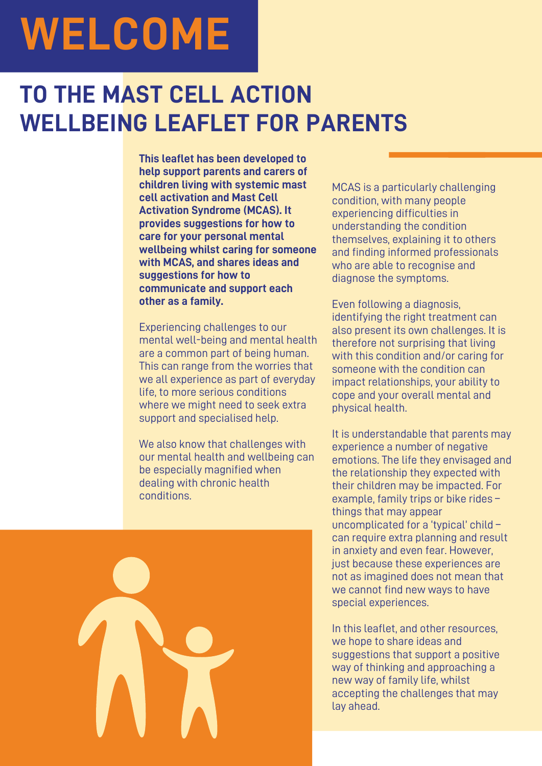# WELCOME

## TO THE MAST CELL ACTION WELLBEING LEAFLET FOR PARENTS

**This leaflet has been developed to help support parents and carers of children living with systemic mast cell activation and Mast Cell Activation Syndrome (MCAS). It provides suggestions for how to care for your personal mental wellbeing whilst caring for someone with MCAS, and shares ideas and suggestions for how to communicate and support each other as a family.**

Experiencing challenges to our mental well-being and mental health are a common part of being human. This can range from the worries that we all experience as part of everyday life, to more serious conditions where we might need to seek extra support and specialised help.

We also know that challenges with our mental health and wellbeing can be especially magnified when dealing with chronic health conditions.

MCAS is a particularly challenging condition, with many people experiencing difficulties in understanding the condition themselves, explaining it to others and finding informed professionals who are able to recognise and diagnose the symptoms.

Even following a diagnosis, identifying the right treatment can also present its own challenges. It is therefore not surprising that living with this condition and/or caring for someone with the condition can impact relationships, your ability to cope and your overall mental and physical health.

It is understandable that parents may experience a number of negative emotions. The life they envisaged and the relationship they expected with their children may be impacted. For example, family trips or bike rides – things that may appear uncomplicated for a 'typical' child – can require extra planning and result in anxiety and even fear. However, just because these experiences are not as imagined does not mean that we cannot find new ways to have special experiences.

In this leaflet, and other resources, we hope to share ideas and suggestions that support a positive way of thinking and approaching a new way of family life, whilst accepting the challenges that may lay ahead.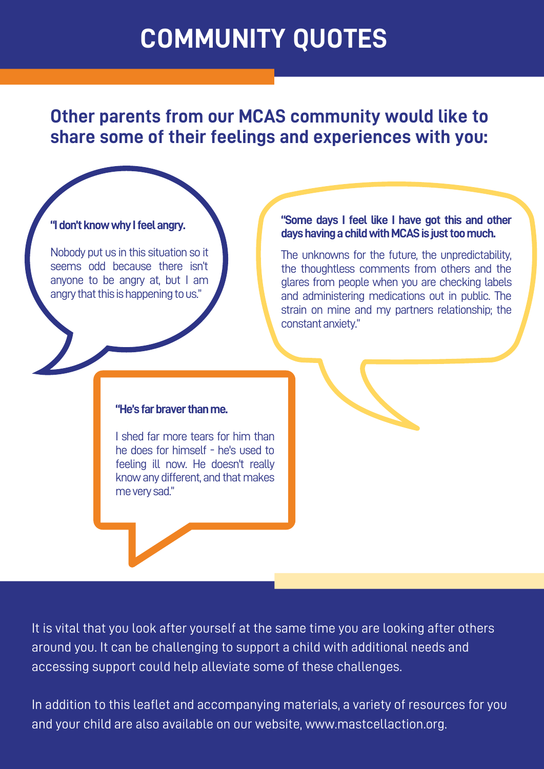# COMMUNITY QUOTES

## Other parents from our MCAS community would like to share some of their feelings and experiences with you:

**"I don't know why I feel angry.**

Nobody put us in this situation so it seems odd because there isn't anyone to be angry at, but I am angry that this is happening to us."

**"Some days I feel like I have got this and other days having a child with MCAS is just too much.**

The unknowns for the future, the unpredictability, the thoughtless comments from others and the glares from people when you are checking labels and administering medications out in public. The strain on mine and my partners relationship; the constant anxiety."

**"He's far braver than me.**

I shed far more tears for him than he does for himself - he's used to feeling ill now. He doesn't really know any different, and that makes me very sad."

It is vital that you look after yourself at the same time you are looking after others around you. It can be challenging to support a child with additional needs and accessing support could help alleviate some of these challenges.

In addition to this leaflet and accompanying materials, a variety of resources for you and your child are also available on our website, www.mastcellaction.org.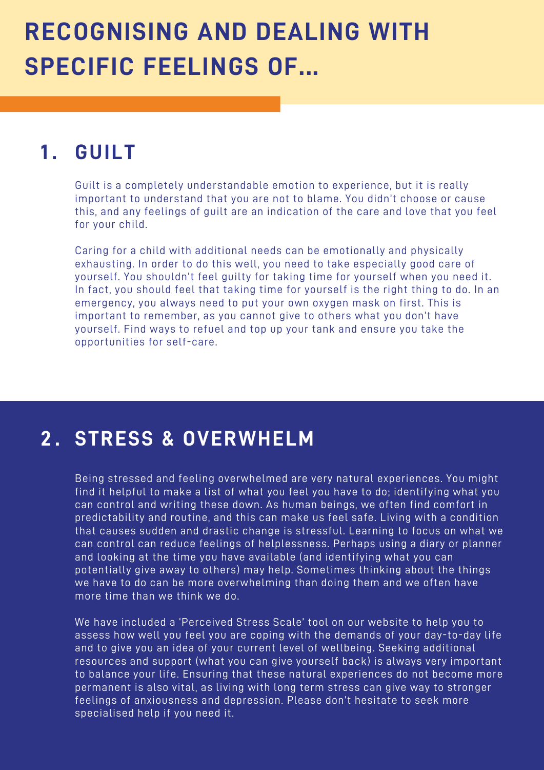# RECOGNISING AND DEALING WITH SPECIFIC FEELINGS OF...

## 1. GUILT

Guilt is a completely understandable emotion to experience, but it is really important to understand that you are not to blame. You didn't choose or cause this, and any feelings of guilt are an indication of the care and love that you feel for your child.

Caring for a child with additional needs can be emotionally and physically exhausting. In order to do this well, you need to take especially good care of yourself. You shouldn't feel guilty for taking time for yourself when you need it. In fact, you should feel that taking time for yourself is the right thing to do. In an emergency, you always need to put your own oxygen mask on first. This is important to remember, as you cannot give to others what you don't have yourself. Find ways to refuel and top up your tank and ensure you take the opportunities for self-care.

## 2. STRESS & OVERWHELM

Being stressed and feeling overwhelmed are very natural experiences. You might find it helpful to make a list of what you feel you have to do; identifying what you can control and writing these down. As human beings, we often find comfort in predictability and routine, and this can make us feel safe. Living with a condition that causes sudden and drastic change is stressful. Learning to focus on what we can control can reduce feelings of helplessness. Perhaps using a diary or planner and looking at the time you have available (and identifying what you can potentially give away to others) may help. Sometimes thinking about the things we have to do can be more overwhelming than doing them and we often have more time than we think we do.

We have included a 'Perceived Stress Scale' tool on our website to help you to assess how well you feel you are coping with the demands of your day-to-day life and to give you an idea of your current level of wellbeing. Seeking additional resources and support (what you can give yourself back) is always very important to balance your life. Ensuring that these natural experiences do not become more permanent is also vital, as living with long term stress can give way to stronger feelings of anxiousness and depression. Please don't hesitate to seek more specialised help if you need it.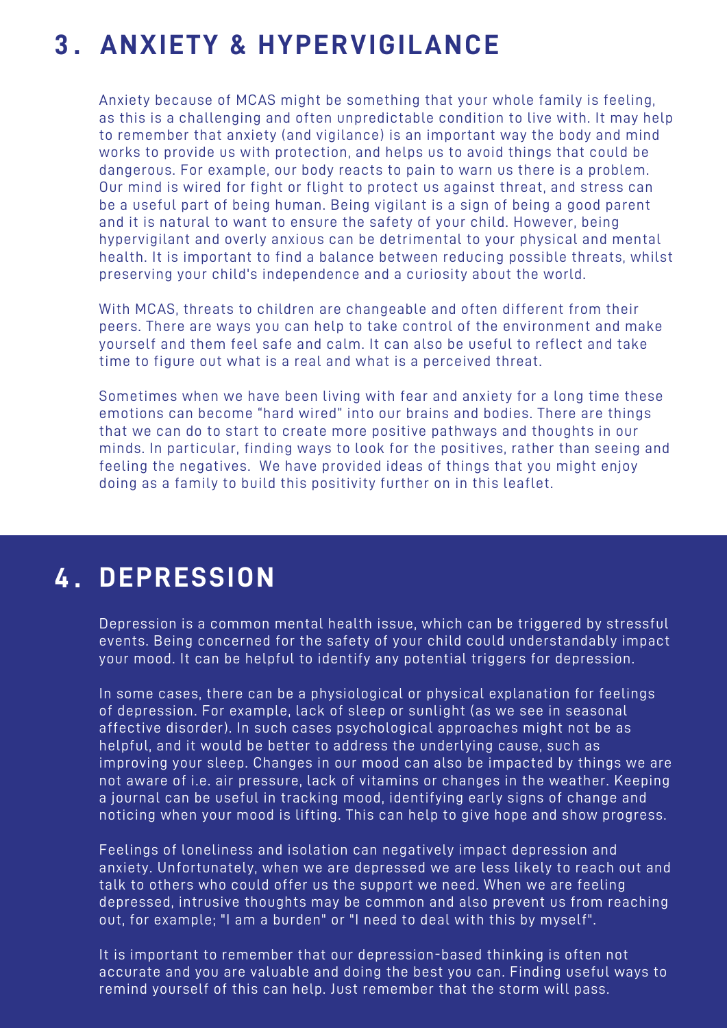## 3. ANXIETY & HYPERVIGILANCE

Anxiety because of MCAS might be something that your whole family is feeling, as this is a challenging and often unpredictable condition to live with. It may help to remember that anxiety (and vigilance) is an important way the body and mind works to provide us with protection, and helps us to avoid things that could be dangerous. For example, our body reacts to pain to warn us there is a problem. Our mind is wired for fight or flight to protect us against threat, and stress can be a useful part of being human. Being vigilant is a sign of being a good parent and it is natural to want to ensure the safety of your child. However, being hypervigilant and overly anxious can be detrimental to your physical and mental health. It is important to find a balance between reducing possible threats, whilst preserving your child's independence and a curiosity about the world.

With MCAS, threats to children are changeable and often different from their peers. There are ways you can help to take control of the environment and make yourself and them feel safe and calm. It can also be useful to reflect and take time to figure out what is a real and what is a perceived threat.

Sometimes when we have been living with fear and anxiety for a long time these emotions can become "hard wired" into our brains and bodies. There are things that we can do to start to create more positive pathways and thoughts in our minds. In particular, finding ways to look for the positives, rather than seeing and feeling the negatives. We have provided ideas of things that you might enjoy doing as a family to build this positivity further on in this leaflet.

## 4. DEPRESSION

Depression is a common mental health issue, which can be triggered by stressful events. Being concerned for the safety of your child could understandably impact your mood. It can be helpful to identify any potential triggers for depression.

In some cases, there can be a physiological or physical explanation for feelings of depression. For example, lack of sleep or sunlight (as we see in seasonal affective disorder). In such cases psychological approaches might not be as helpful, and it would be better to address the underlying cause, such as improving your sleep. Changes in our mood can also be impacted by things we are not aware of i.e. air pressure, lack of vitamins or changes in the weather. Keeping a journal can be useful in tracking mood, identifying early signs of change and noticing when your mood is lifting. This can help to give hope and show progress.

Feelings of loneliness and isolation can negatively impact depression and anxiety. Unfortunately, when we are depressed we are less likely to reach out and talk to others who could offer us the support we need. When we are feeling depressed, intrusive thoughts may be common and also prevent us from reaching out, for example; "I am a burden" or "I need to deal with this by myself".

It is important to remember that our depression-based thinking is often not accurate and you are valuable and doing the best you can. Finding useful ways to remind yourself of this can help. Just remember that the storm will pass.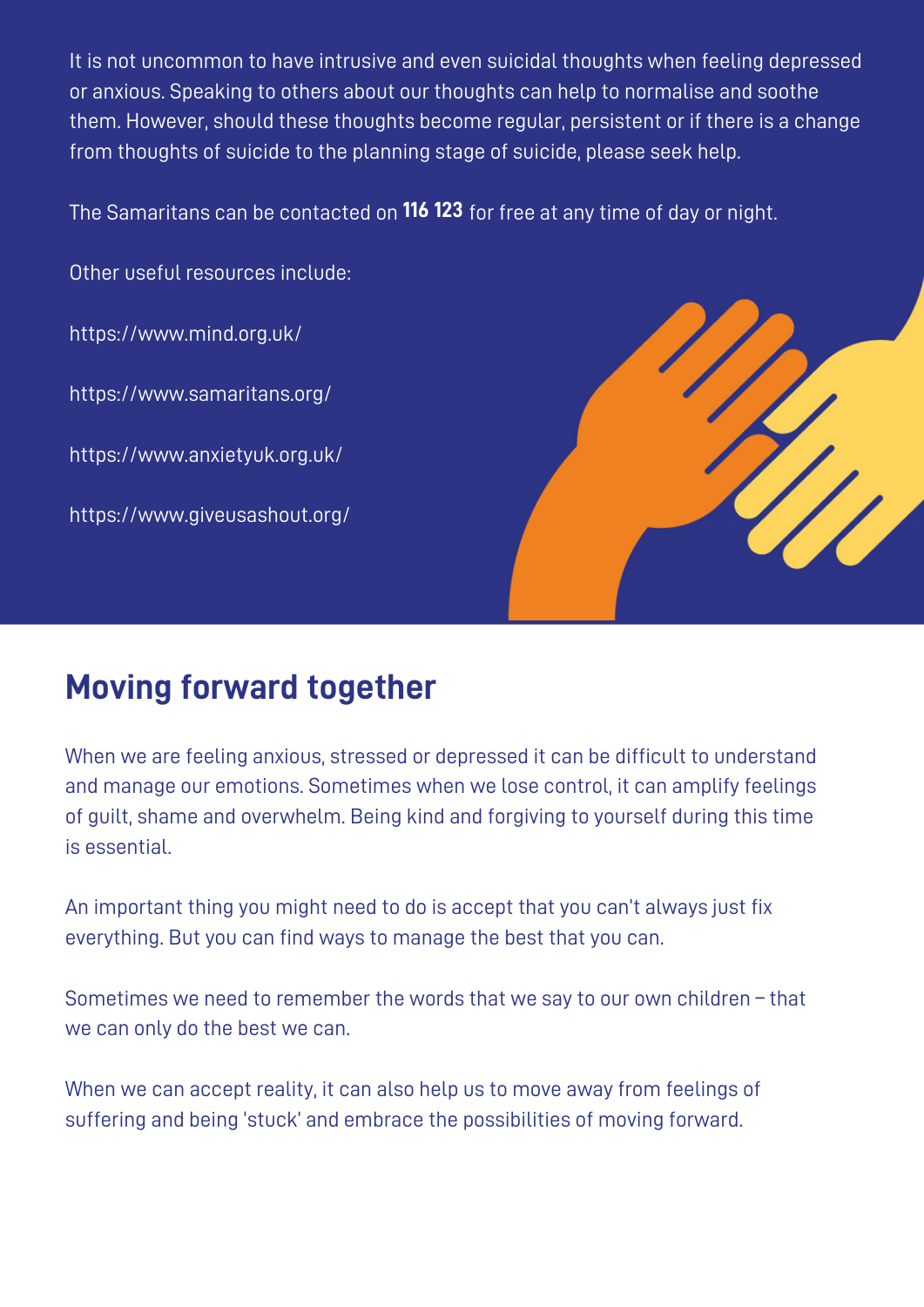It is not uncommon to have intrusive and even suicidal thoughts when feeling depressed or anxious. Speaking to others about our thoughts can help to normalise and soothe them. However, should these thoughts become regular, persistent or if there is a change from thoughts of suicide to the planning stage of suicide, please seek help.

The Samaritans can be contacted on **116 123** for free at any time of day or night.

Other useful resources include:

https://www.mind.org.uk/

https://www.samaritans.org/

https://www.anxietyuk.org.uk/

https://www.giveusashout.org/

## Moving forward together

When we are feeling anxious, stressed or depressed it can be difficult to understand and manage our emotions. Sometimes when we lose control, it can amplify feelings of guilt, shame and overwhelm. Being kind and forgiving to yourself during this time is essential.

An important thing you might need to do is accept that you can't always just fix everything. But you can find ways to manage the best that you can.

Sometimes we need to remember the words that we say to our own children – that we can only do the best we can.

When we can accept reality, it can also help us to move away from feelings of suffering and being 'stuck' and embrace the possibilities of moving forward.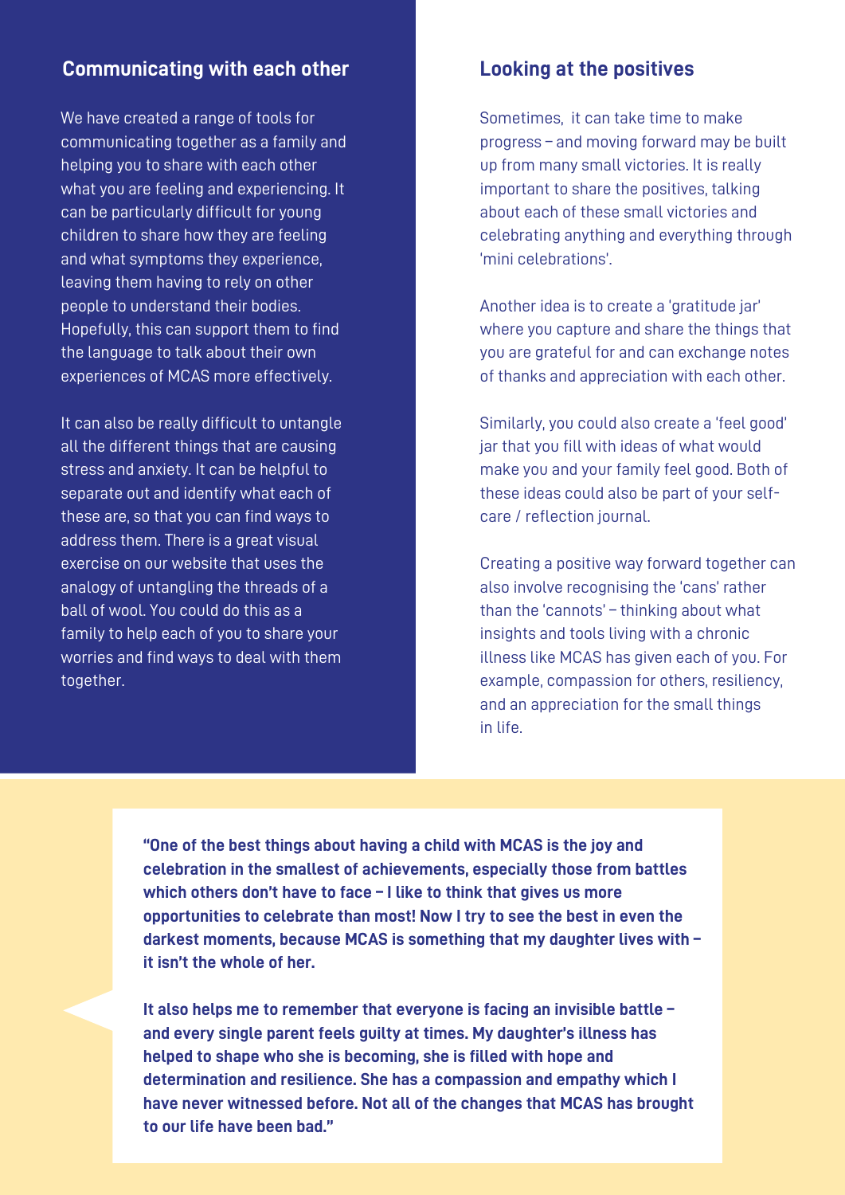## Communicating with each other

We have created a range of tools for communicating together as a family and helping you to share with each other what you are feeling and experiencing. It can be particularly difficult for young children to share how they are feeling and what symptoms they experience, leaving them having to rely on other people to understand their bodies. Hopefully, this can support them to find the language to talk about their own experiences of MCAS more effectively.

It can also be really difficult to untangle all the different things that are causing stress and anxiety. It can be helpful to separate out and identify what each of these are, so that you can find ways to address them. There is a great visual exercise on our website that uses the analogy of untangling the threads of a ball of wool. You could do this as a family to help each of you to share your worries and find ways to deal with them together.

## Looking at the positives

Sometimes, it can take time to make progress – and moving forward may be built up from many small victories. It is really important to share the positives, talking about each of these small victories and celebrating anything and everything through 'mini celebrations'.

Another idea is to create a 'gratitude jar' where you capture and share the things that you are grateful for and can exchange notes of thanks and appreciation with each other.

Similarly, you could also create a 'feel good' jar that you fill with ideas of what would make you and your family feel good. Both of these ideas could also be part of your self-care / reflection journal.

Creating a positive way forward together can also involve recognising the 'cans' rather than the 'cannots' – thinking about what insights and tools living with a chronic illness like MCAS has given each of you. For example, compassion for others, resiliency, and an appreciation for the small things in life.

**"One of the best things about having a child with MCAS is the joy and celebration in the smallest of achievements, especially those from battles which others don't have to face – I like to think that gives us more opportunities to celebrate than most! Now I try to see the best in even the darkest moments, because MCAS is something that my daughter lives with – it isn't the whole of her.**

**It also helps me to remember that everyone is facing an invisible battle – and every single parent feels guilty at times. My daughter's illness has helped to shape who she is becoming, she is filled with hope and determination and resilience. She has a compassion and empathy which I have never witnessed before. Not all of the changes that MCAS has brought to our life have been bad."**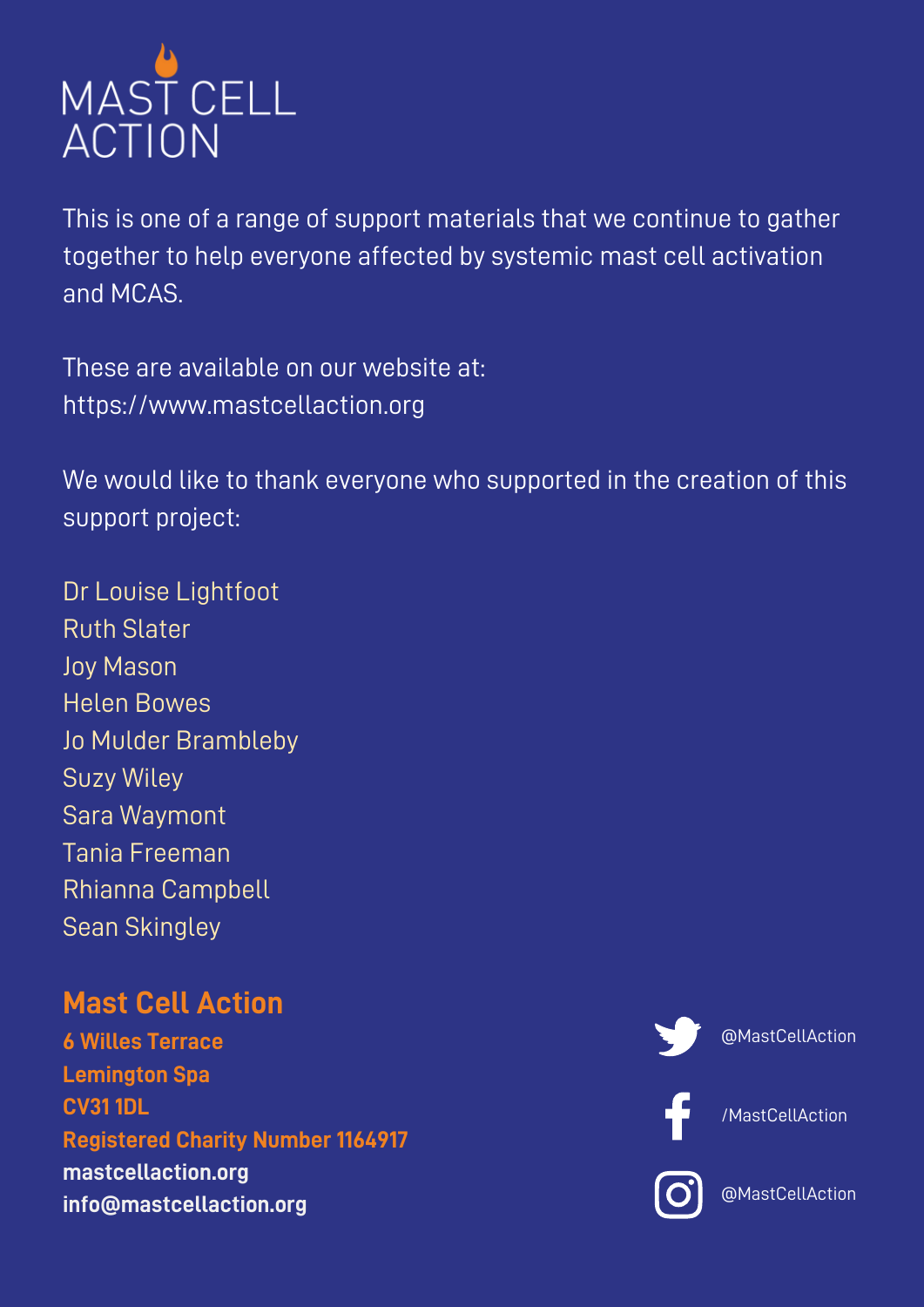# MAST CELL ACTION

This is one of a range of support materials that we continue to gather together to help everyone affected by systemic mast cell activation and MCAS.

These are available on our website at:
https://www.mastcellaction.org

We would like to thank everyone who supported in the creation of this support project:

Dr Louise Lightfoot
Ruth Slater
Joy Mason
Helen Bowes
Jo Mulder Brambleby
Suzy Wiley
Sara Waymont
Tania Freeman
Rhianna Campbell
Sean Skingley

## Mast Cell Action

**6 Willes Terrace**
**Lemington Spa**
**CV31 1DL**
**Registered Charity Number 1164917**
**mastcellaction.org**
**info@mastcellaction.org**

@MastCellAction

/MastCellAction

@MastCellAction